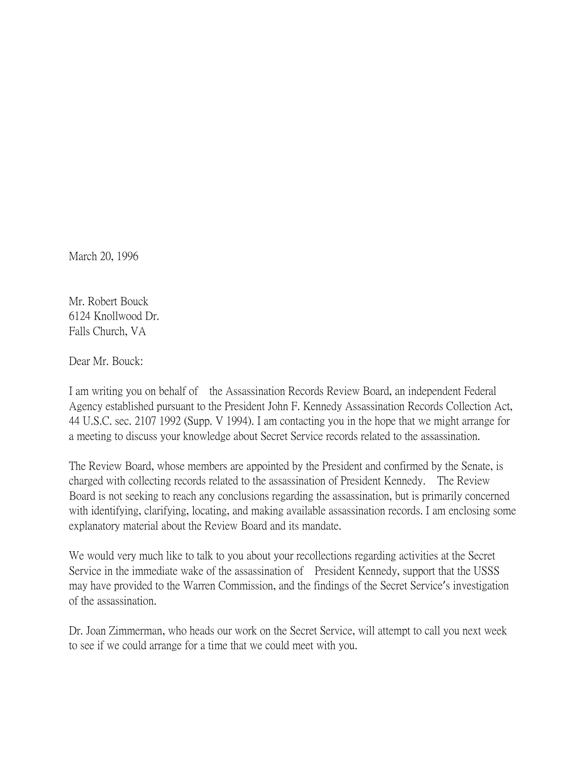March 20, 1996

Mr. Robert Bouck
6124 Knollwood Dr.
Falls Church, VA

Dear Mr. Bouck:

I am writing you on behalf of the Assassination Records Review Board, an independent Federal Agency established pursuant to the President John F. Kennedy Assassination Records Collection Act, 44 U.S.C. sec. 2107 1992 (Supp. V 1994). I am contacting you in the hope that we might arrange for a meeting to discuss your knowledge about Secret Service records related to the assassination.

The Review Board, whose members are appointed by the President and confirmed by the Senate, is charged with collecting records related to the assassination of President Kennedy. The Review Board is not seeking to reach any conclusions regarding the assassination, but is primarily concerned with identifying, clarifying, locating, and making available assassination records. I am enclosing some explanatory material about the Review Board and its mandate.

We would very much like to talk to you about your recollections regarding activities at the Secret Service in the immediate wake of the assassination of President Kennedy, support that the USSS may have provided to the Warren Commission, and the findings of the Secret Service's investigation of the assassination.

Dr. Joan Zimmerman, who heads our work on the Secret Service, will attempt to call you next week to see if we could arrange for a time that we could meet with you.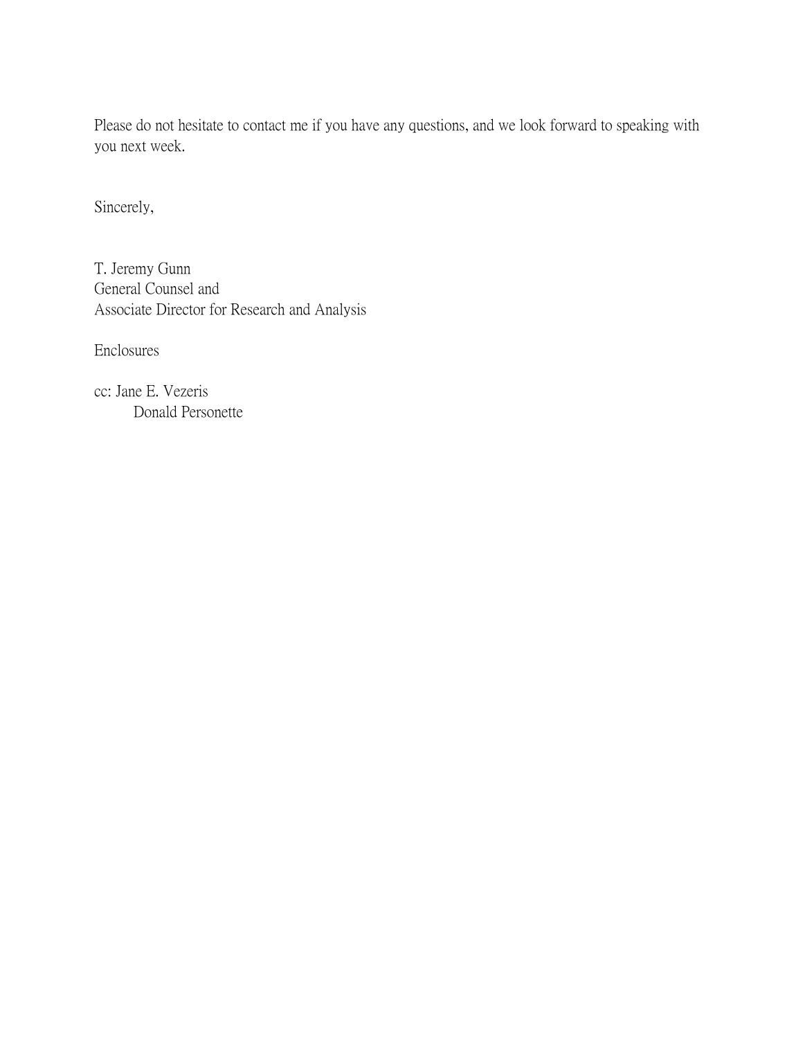Please do not hesitate to contact me if you have any questions, and we look forward to speaking with you next week.

Sincerely,

T. Jeremy Gunn  
General Counsel and  
Associate Director for Research and Analysis

Enclosures

cc: Jane E. Vezeris  
Donald Personette